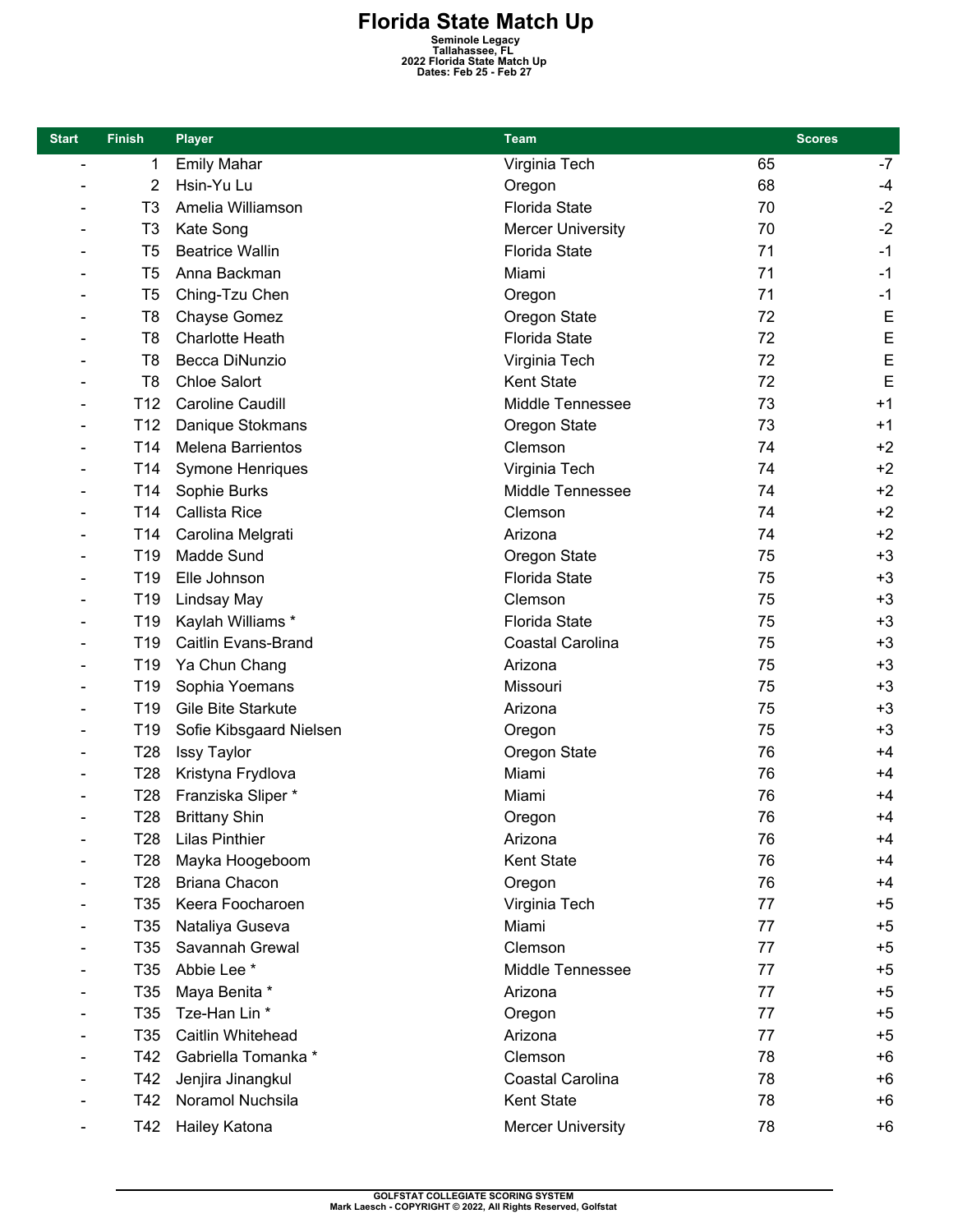# Florida State Match Up

**Seminole Legacy**
**Tallahassee, FL**
**2022 Florida State Match Up**
**Dates: Feb 25 - Feb 27**

| Start | Finish | Player | Team | Scores | |
|---|---|---|---|---|---|
| - | 1 | Emily Mahar | Virginia Tech | 65 | -7 |
| - | 2 | Hsin-Yu Lu | Oregon | 68 | -4 |
| - | T3 | Amelia Williamson | Florida State | 70 | -2 |
| - | T3 | Kate Song | Mercer University | 70 | -2 |
| - | T5 | Beatrice Wallin | Florida State | 71 | -1 |
| - | T5 | Anna Backman | Miami | 71 | -1 |
| - | T5 | Ching-Tzu Chen | Oregon | 71 | -1 |
| - | T8 | Chayse Gomez | Oregon State | 72 | E |
| - | T8 | Charlotte Heath | Florida State | 72 | E |
| - | T8 | Becca DiNunzio | Virginia Tech | 72 | E |
| - | T8 | Chloe Salort | Kent State | 72 | E |
| - | T12 | Caroline Caudill | Middle Tennessee | 73 | +1 |
| - | T12 | Danique Stokmans | Oregon State | 73 | +1 |
| - | T14 | Melena Barrientos | Clemson | 74 | +2 |
| - | T14 | Symone Henriques | Virginia Tech | 74 | +2 |
| - | T14 | Sophie Burks | Middle Tennessee | 74 | +2 |
| - | T14 | Callista Rice | Clemson | 74 | +2 |
| - | T14 | Carolina Melgrati | Arizona | 74 | +2 |
| - | T19 | Madde Sund | Oregon State | 75 | +3 |
| - | T19 | Elle Johnson | Florida State | 75 | +3 |
| - | T19 | Lindsay May | Clemson | 75 | +3 |
| - | T19 | Kaylah Williams * | Florida State | 75 | +3 |
| - | T19 | Caitlin Evans-Brand | Coastal Carolina | 75 | +3 |
| - | T19 | Ya Chun Chang | Arizona | 75 | +3 |
| - | T19 | Sophia Yoemans | Missouri | 75 | +3 |
| - | T19 | Gile Bite Starkute | Arizona | 75 | +3 |
| - | T19 | Sofie Kibsgaard Nielsen | Oregon | 75 | +3 |
| - | T28 | Issy Taylor | Oregon State | 76 | +4 |
| - | T28 | Kristyna Frydlova | Miami | 76 | +4 |
| - | T28 | Franziska Sliper * | Miami | 76 | +4 |
| - | T28 | Brittany Shin | Oregon | 76 | +4 |
| - | T28 | Lilas Pinthier | Arizona | 76 | +4 |
| - | T28 | Mayka Hoogeboom | Kent State | 76 | +4 |
| - | T28 | Briana Chacon | Oregon | 76 | +4 |
| - | T35 | Keera Foocharoen | Virginia Tech | 77 | +5 |
| - | T35 | Nataliya Guseva | Miami | 77 | +5 |
| - | T35 | Savannah Grewal | Clemson | 77 | +5 |
| - | T35 | Abbie Lee * | Middle Tennessee | 77 | +5 |
| - | T35 | Maya Benita * | Arizona | 77 | +5 |
| - | T35 | Tze-Han Lin * | Oregon | 77 | +5 |
| - | T35 | Caitlin Whitehead | Arizona | 77 | +5 |
| - | T42 | Gabriella Tomanka * | Clemson | 78 | +6 |
| - | T42 | Jenjira Jinangkul | Coastal Carolina | 78 | +6 |
| - | T42 | Noramol Nuchsila | Kent State | 78 | +6 |
| - | T42 | Hailey Katona | Mercer University | 78 | +6 |

**GOLFSTAT COLLEGIATE SCORING SYSTEM**
**Mark Laesch - COPYRIGHT © 2022, All Rights Reserved, Golfstat**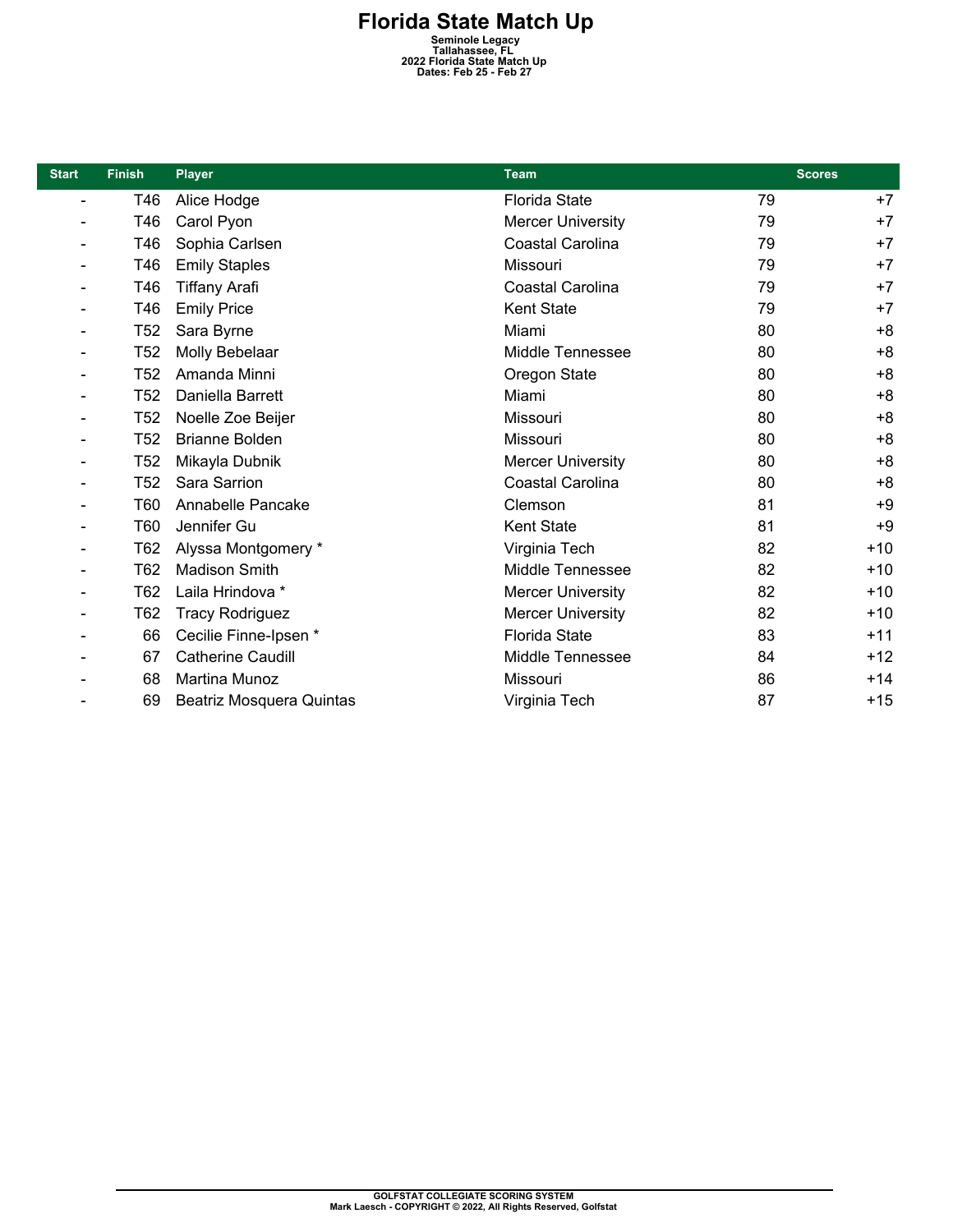# Florida State Match Up

**Seminole Legacy**
**Tallahassee, FL**
**2022 Florida State Match Up**
**Dates: Feb 25 - Feb 27**

| Start | Finish | Player | Team | Scores | |
|---|---|---|---|---|---|
| - | T46 | Alice Hodge | Florida State | 79 | +7 |
| - | T46 | Carol Pyon | Mercer University | 79 | +7 |
| - | T46 | Sophia Carlsen | Coastal Carolina | 79 | +7 |
| - | T46 | Emily Staples | Missouri | 79 | +7 |
| - | T46 | Tiffany Arafi | Coastal Carolina | 79 | +7 |
| - | T46 | Emily Price | Kent State | 79 | +7 |
| - | T52 | Sara Byrne | Miami | 80 | +8 |
| - | T52 | Molly Bebelaar | Middle Tennessee | 80 | +8 |
| - | T52 | Amanda Minni | Oregon State | 80 | +8 |
| - | T52 | Daniella Barrett | Miami | 80 | +8 |
| - | T52 | Noelle Zoe Beijer | Missouri | 80 | +8 |
| - | T52 | Brianne Bolden | Missouri | 80 | +8 |
| - | T52 | Mikayla Dubnik | Mercer University | 80 | +8 |
| - | T52 | Sara Sarrion | Coastal Carolina | 80 | +8 |
| - | T60 | Annabelle Pancake | Clemson | 81 | +9 |
| - | T60 | Jennifer Gu | Kent State | 81 | +9 |
| - | T62 | Alyssa Montgomery * | Virginia Tech | 82 | +10 |
| - | T62 | Madison Smith | Middle Tennessee | 82 | +10 |
| - | T62 | Laila Hrindova * | Mercer University | 82 | +10 |
| - | T62 | Tracy Rodriguez | Mercer University | 82 | +10 |
| - | 66 | Cecilie Finne-Ipsen * | Florida State | 83 | +11 |
| - | 67 | Catherine Caudill | Middle Tennessee | 84 | +12 |
| - | 68 | Martina Munoz | Missouri | 86 | +14 |
| - | 69 | Beatriz Mosquera Quintas | Virginia Tech | 87 | +15 |

GOLFSTAT COLLEGIATE SCORING SYSTEM
Mark Laesch - COPYRIGHT © 2022, All Rights Reserved, Golfstat